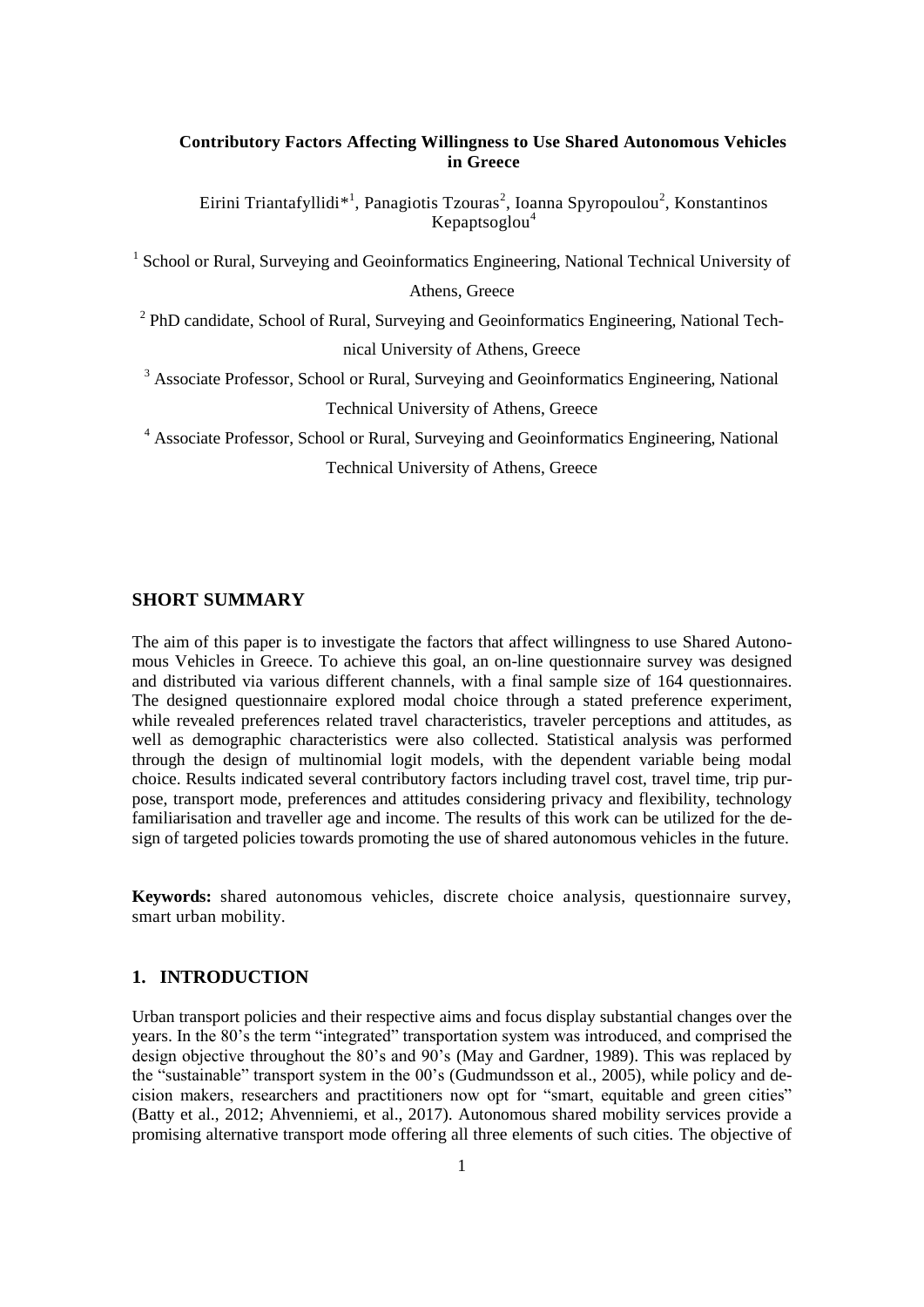**Contributory Factors Affecting Willingness to Use Shared Autonomous Vehicles in Greece**

Eirini Triantafyllidi*[1], Panagiotis Tzouras[2], Ioanna Spyropoulou[2], Konstantinos Kepaptsoglou[4]

[1] School or Rural, Surveying and Geoinformatics Engineering, National Technical University of Athens, Greece

[2] PhD candidate, School of Rural, Surveying and Geoinformatics Engineering, National Technical University of Athens, Greece

[3] Associate Professor, School or Rural, Surveying and Geoinformatics Engineering, National Technical University of Athens, Greece

[4] Associate Professor, School or Rural, Surveying and Geoinformatics Engineering, National Technical University of Athens, Greece

## SHORT SUMMARY

The aim of this paper is to investigate the factors that affect willingness to use Shared Autonomous Vehicles in Greece. To achieve this goal, an on-line questionnaire survey was designed and distributed via various different channels, with a final sample size of 164 questionnaires. The designed questionnaire explored modal choice through a stated preference experiment, while revealed preferences related travel characteristics, traveler perceptions and attitudes, as well as demographic characteristics were also collected. Statistical analysis was performed through the design of multinomial logit models, with the dependent variable being modal choice. Results indicated several contributory factors including travel cost, travel time, trip purpose, transport mode, preferences and attitudes considering privacy and flexibility, technology familiarisation and traveller age and income. The results of this work can be utilized for the design of targeted policies towards promoting the use of shared autonomous vehicles in the future.

**Keywords:** shared autonomous vehicles, discrete choice analysis, questionnaire survey, smart urban mobility.

## 1. INTRODUCTION

Urban transport policies and their respective aims and focus display substantial changes over the years. In the 80's the term "integrated" transportation system was introduced, and comprised the design objective throughout the 80's and 90's (May and Gardner, 1989). This was replaced by the "sustainable" transport system in the 00's (Gudmundsson et al., 2005), while policy and decision makers, researchers and practitioners now opt for "smart, equitable and green cities" (Batty et al., 2012; Ahvenniemi, et al., 2017). Autonomous shared mobility services provide a promising alternative transport mode offering all three elements of such cities. The objective of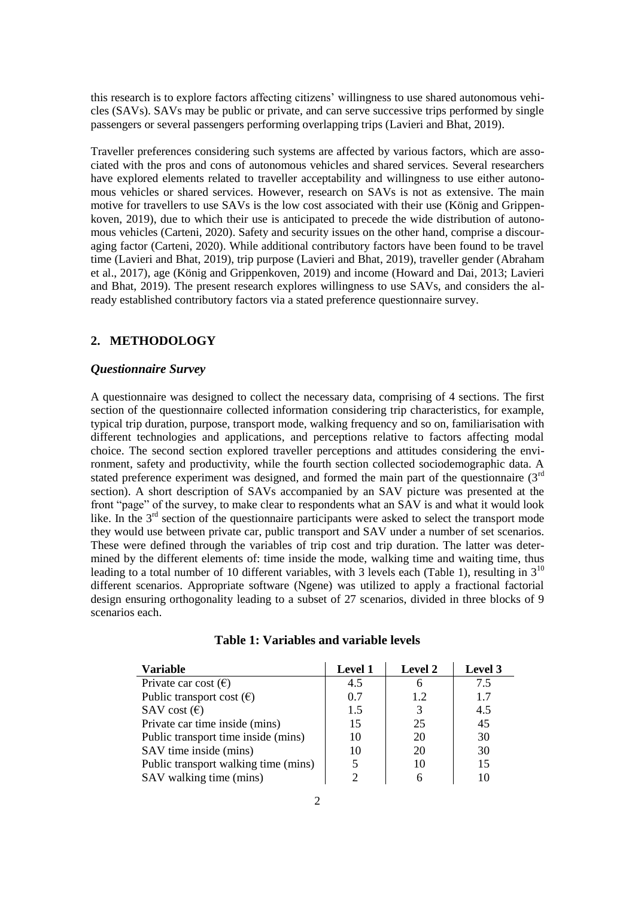this research is to explore factors affecting citizens' willingness to use shared autonomous vehicles (SAVs). SAVs may be public or private, and can serve successive trips performed by single passengers or several passengers performing overlapping trips (Lavieri and Bhat, 2019).

Traveller preferences considering such systems are affected by various factors, which are associated with the pros and cons of autonomous vehicles and shared services. Several researchers have explored elements related to traveller acceptability and willingness to use either autonomous vehicles or shared services. However, research on SAVs is not as extensive. The main motive for travellers to use SAVs is the low cost associated with their use (König and Grippenkoven, 2019), due to which their use is anticipated to precede the wide distribution of autonomous vehicles (Carteni, 2020). Safety and security issues on the other hand, comprise a discouraging factor (Carteni, 2020). While additional contributory factors have been found to be travel time (Lavieri and Bhat, 2019), trip purpose (Lavieri and Bhat, 2019), traveller gender (Abraham et al., 2017), age (König and Grippenkoven, 2019) and income (Howard and Dai, 2013; Lavieri and Bhat, 2019). The present research explores willingness to use SAVs, and considers the already established contributory factors via a stated preference questionnaire survey.

## 2. METHODOLOGY

### *Questionnaire Survey*

A questionnaire was designed to collect the necessary data, comprising of 4 sections. The first section of the questionnaire collected information considering trip characteristics, for example, typical trip duration, purpose, transport mode, walking frequency and so on, familiarisation with different technologies and applications, and perceptions relative to factors affecting modal choice. The second section explored traveller perceptions and attitudes considering the environment, safety and productivity, while the fourth section collected sociodemographic data. A stated preference experiment was designed, and formed the main part of the questionnaire (3rd section). A short description of SAVs accompanied by an SAV picture was presented at the front "page" of the survey, to make clear to respondents what an SAV is and what it would look like. In the 3rd section of the questionnaire participants were asked to select the transport mode they would use between private car, public transport and SAV under a number of set scenarios. These were defined through the variables of trip cost and trip duration. The latter was determined by the different elements of: time inside the mode, walking time and waiting time, thus leading to a total number of 10 different variables, with 3 levels each (Table 1), resulting in $3^{10}$ different scenarios. Appropriate software (Ngene) was utilized to apply a fractional factorial design ensuring orthogonality leading to a subset of 27 scenarios, divided in three blocks of 9 scenarios each.

**Table 1: Variables and variable levels**

| Variable | Level 1 | Level 2 | Level 3 |
|---|---|---|---|
| Private car cost (€) | 4.5 | 6 | 7.5 |
| Public transport cost (€) | 0.7 | 1.2 | 1.7 |
| SAV cost (€) | 1.5 | 3 | 4.5 |
| Private car time inside (mins) | 15 | 25 | 45 |
| Public transport time inside (mins) | 10 | 20 | 30 |
| SAV time inside (mins) | 10 | 20 | 30 |
| Public transport walking time (mins) | 5 | 10 | 15 |
| SAV walking time (mins) | 2 | 6 | 10 |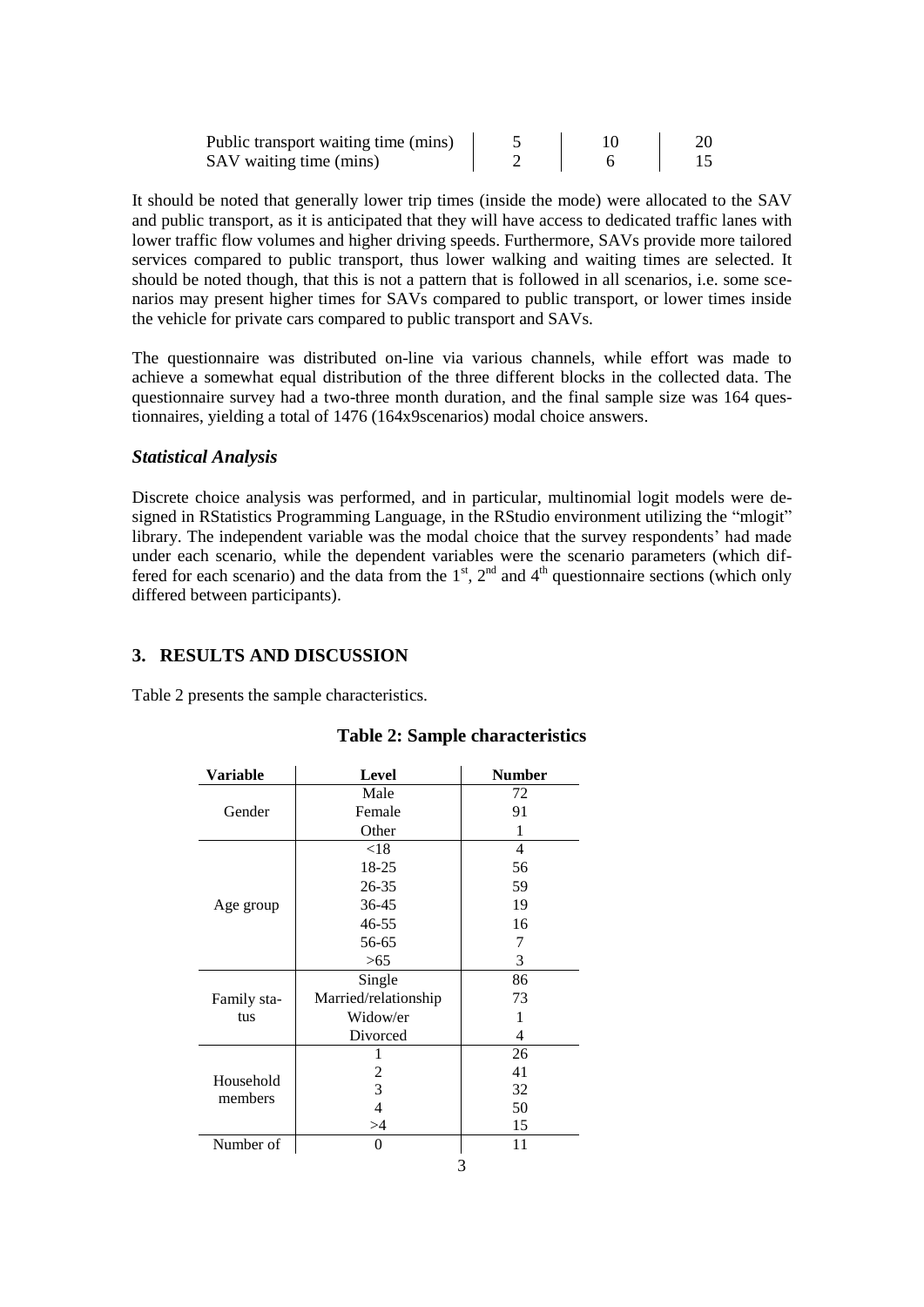| | | | |
|---|---|---|---|
| Public transport waiting time (mins) | 5 | 10 | 20 |
| SAV waiting time (mins) | 2 | 6 | 15 |

It should be noted that generally lower trip times (inside the mode) were allocated to the SAV and public transport, as it is anticipated that they will have access to dedicated traffic lanes with lower traffic flow volumes and higher driving speeds. Furthermore, SAVs provide more tailored services compared to public transport, thus lower walking and waiting times are selected. It should be noted though, that this is not a pattern that is followed in all scenarios, i.e. some scenarios may present higher times for SAVs compared to public transport, or lower times inside the vehicle for private cars compared to public transport and SAVs.

The questionnaire was distributed on-line via various channels, while effort was made to achieve a somewhat equal distribution of the three different blocks in the collected data. The questionnaire survey had a two-three month duration, and the final sample size was 164 questionnaires, yielding a total of 1476 (164x9scenarios) modal choice answers.

### *Statistical Analysis*

Discrete choice analysis was performed, and in particular, multinomial logit models were designed in RStatistics Programming Language, in the RStudio environment utilizing the "mlogit" library. The independent variable was the modal choice that the survey respondents' had made under each scenario, while the dependent variables were the scenario parameters (which differed for each scenario) and the data from the 1st, 2nd and 4th questionnaire sections (which only differed between participants).

## 3. RESULTS AND DISCUSSION

Table 2 presents the sample characteristics.

**Table 2: Sample characteristics**

| Variable | Level | Number |
|---|---|---|
| Gender | Male | 72 |
| | Female | 91 |
| | Other | 1 |
| Age group | <18 | 4 |
| | 18-25 | 56 |
| | 26-35 | 59 |
| | 36-45 | 19 |
| | 46-55 | 16 |
| | 56-65 | 7 |
| | >65 | 3 |
| Family status | Single | 86 |
| | Married/relationship | 73 |
| | Widow/er | 1 |
| | Divorced | 4 |
| Household members | 1 | 26 |
| | 2 | 41 |
| | 3 | 32 |
| | 4 | 50 |
| | >4 | 15 |
| Number of | 0 | 11 |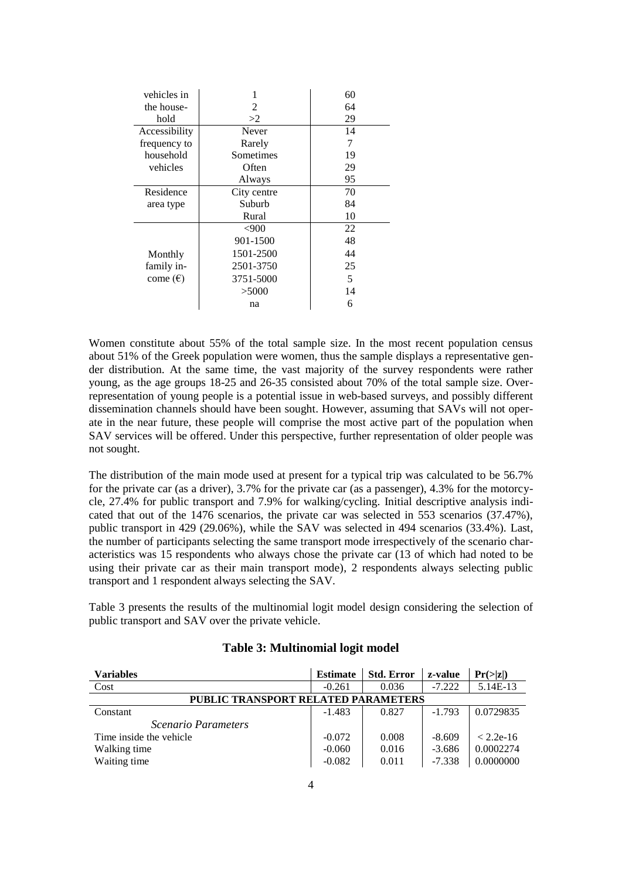| | | |
|---|---|---|
| vehicles in the household | 1 | 60 |
| | 2 | 64 |
| | >2 | 29 |
| Accessibility frequency to household vehicles | Never | 14 |
| | Rarely | 7 |
| | Sometimes | 19 |
| | Often | 29 |
| | Always | 95 |
| Residence area type | City centre | 70 |
| | Suburb | 84 |
| | Rural | 10 |
| Monthly family income (€) | <900 | 22 |
| | 901-1500 | 48 |
| | 1501-2500 | 44 |
| | 2501-3750 | 25 |
| | 3751-5000 | 5 |
| | >5000 | 14 |
| | na | 6 |

Women constitute about 55% of the total sample size. In the most recent population census about 51% of the Greek population were women, thus the sample displays a representative gender distribution. At the same time, the vast majority of the survey respondents were rather young, as the age groups 18-25 and 26-35 consisted about 70% of the total sample size. Overrepresentation of young people is a potential issue in web-based surveys, and possibly different dissemination channels should have been sought. However, assuming that SAVs will not operate in the near future, these people will comprise the most active part of the population when SAV services will be offered. Under this perspective, further representation of older people was not sought.

The distribution of the main mode used at present for a typical trip was calculated to be 56.7% for the private car (as a driver), 3.7% for the private car (as a passenger), 4.3% for the motorcycle, 27.4% for public transport and 7.9% for walking/cycling. Initial descriptive analysis indicated that out of the 1476 scenarios, the private car was selected in 553 scenarios (37.47%), public transport in 429 (29.06%), while the SAV was selected in 494 scenarios (33.4%). Last, the number of participants selecting the same transport mode irrespectively of the scenario characteristics was 15 respondents who always chose the private car (13 of which had noted to be using their private car as their main transport mode), 2 respondents always selecting public transport and 1 respondent always selecting the SAV.

Table 3 presents the results of the multinomial logit model design considering the selection of public transport and SAV over the private vehicle.

**Table 3: Multinomial logit model**

| Variables | Estimate | Std. Error | z-value | Pr(>\|z\|) |
|---|---|---|---|---|
| Cost | -0.261 | 0.036 | -7.222 | 5.14E-13 |
| **PUBLIC TRANSPORT RELATED PARAMETERS** | | | | |
| Constant | -1.483 | 0.827 | -1.793 | 0.0729835 |
| *Scenario Parameters* | | | | |
| Time inside the vehicle | -0.072 | 0.008 | -8.609 | < 2.2e-16 |
| Walking time | -0.060 | 0.016 | -3.686 | 0.0002274 |
| Waiting time | -0.082 | 0.011 | -7.338 | 0.0000000 |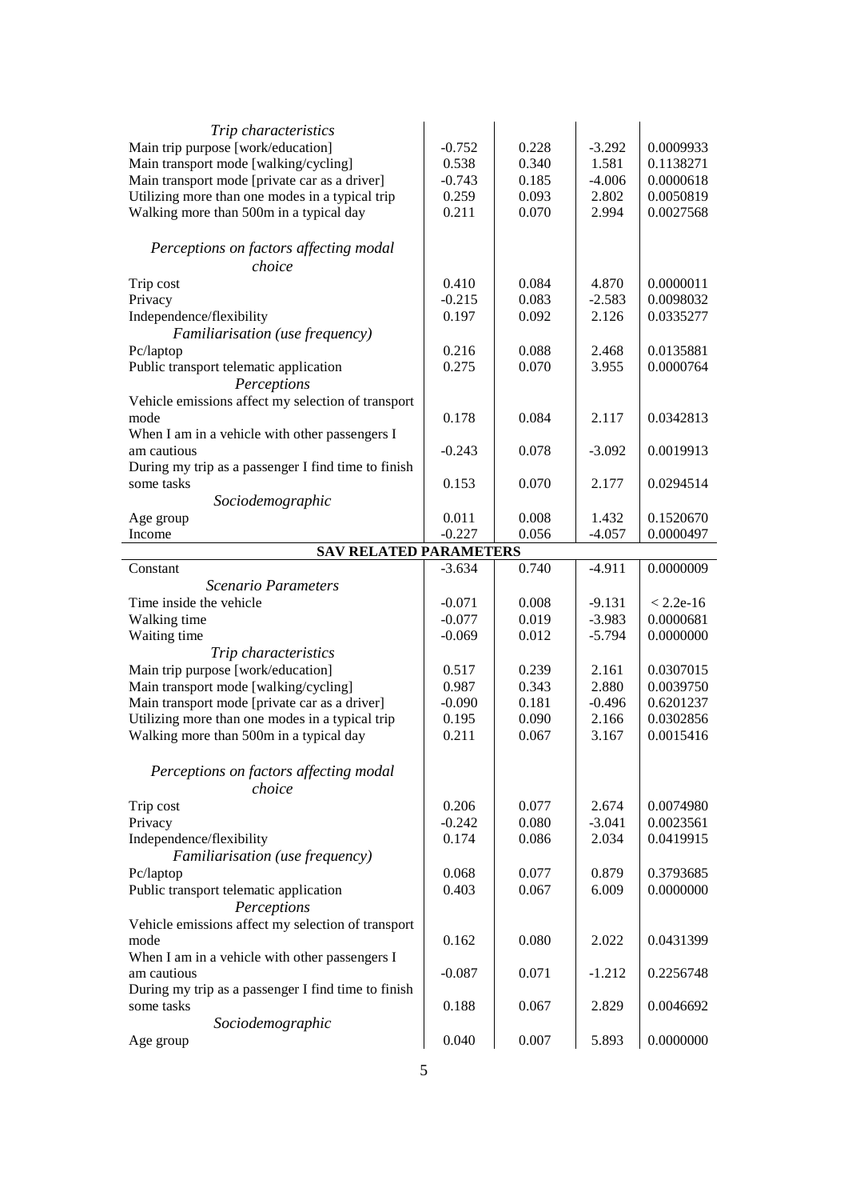| | | | | |
|---|---|---|---|---|
| *Trip characteristics* | | | | |
| Main trip purpose [work/education] | -0.752 | 0.228 | -3.292 | 0.0009933 |
| Main transport mode [walking/cycling] | 0.538 | 0.340 | 1.581 | 0.1138271 |
| Main transport mode [private car as a driver] | -0.743 | 0.185 | -4.006 | 0.0000618 |
| Utilizing more than one modes in a typical trip | 0.259 | 0.093 | 2.802 | 0.0050819 |
| Walking more than 500m in a typical day | 0.211 | 0.070 | 2.994 | 0.0027568 |
| *Perceptions on factors affecting modal choice* | | | | |
| Trip cost | 0.410 | 0.084 | 4.870 | 0.0000011 |
| Privacy | -0.215 | 0.083 | -2.583 | 0.0098032 |
| Independence/flexibility | 0.197 | 0.092 | 2.126 | 0.0335277 |
| *Familiarisation (use frequency)* | | | | |
| Pc/laptop | 0.216 | 0.088 | 2.468 | 0.0135881 |
| Public transport telematic application | 0.275 | 0.070 | 3.955 | 0.0000764 |
| *Perceptions* | | | | |
| Vehicle emissions affect my selection of transport mode | 0.178 | 0.084 | 2.117 | 0.0342813 |
| When I am in a vehicle with other passengers I am cautious | -0.243 | 0.078 | -3.092 | 0.0019913 |
| During my trip as a passenger I find time to finish some tasks | 0.153 | 0.070 | 2.177 | 0.0294514 |
| *Sociodemographic* | | | | |
| Age group | 0.011 | 0.008 | 1.432 | 0.1520670 |
| Income | -0.227 | 0.056 | -4.057 | 0.0000497 |
| **SAV RELATED PARAMETERS** | | | | |
| Constant | -3.634 | 0.740 | -4.911 | 0.0000009 |
| *Scenario Parameters* | | | | |
| Time inside the vehicle | -0.071 | 0.008 | -9.131 | < 2.2e-16 |
| Walking time | -0.077 | 0.019 | -3.983 | 0.0000681 |
| Waiting time | -0.069 | 0.012 | -5.794 | 0.0000000 |
| *Trip characteristics* | | | | |
| Main trip purpose [work/education] | 0.517 | 0.239 | 2.161 | 0.0307015 |
| Main transport mode [walking/cycling] | 0.987 | 0.343 | 2.880 | 0.0039750 |
| Main transport mode [private car as a driver] | -0.090 | 0.181 | -0.496 | 0.6201237 |
| Utilizing more than one modes in a typical trip | 0.195 | 0.090 | 2.166 | 0.0302856 |
| Walking more than 500m in a typical day | 0.211 | 0.067 | 3.167 | 0.0015416 |
| *Perceptions on factors affecting modal choice* | | | | |
| Trip cost | 0.206 | 0.077 | 2.674 | 0.0074980 |
| Privacy | -0.242 | 0.080 | -3.041 | 0.0023561 |
| Independence/flexibility | 0.174 | 0.086 | 2.034 | 0.0419915 |
| *Familiarisation (use frequency)* | | | | |
| Pc/laptop | 0.068 | 0.077 | 0.879 | 0.3793685 |
| Public transport telematic application | 0.403 | 0.067 | 6.009 | 0.0000000 |
| *Perceptions* | | | | |
| Vehicle emissions affect my selection of transport mode | 0.162 | 0.080 | 2.022 | 0.0431399 |
| When I am in a vehicle with other passengers I am cautious | -0.087 | 0.071 | -1.212 | 0.2256748 |
| During my trip as a passenger I find time to finish some tasks | 0.188 | 0.067 | 2.829 | 0.0046692 |
| *Sociodemographic* | | | | |
| Age group | 0.040 | 0.007 | 5.893 | 0.0000000 |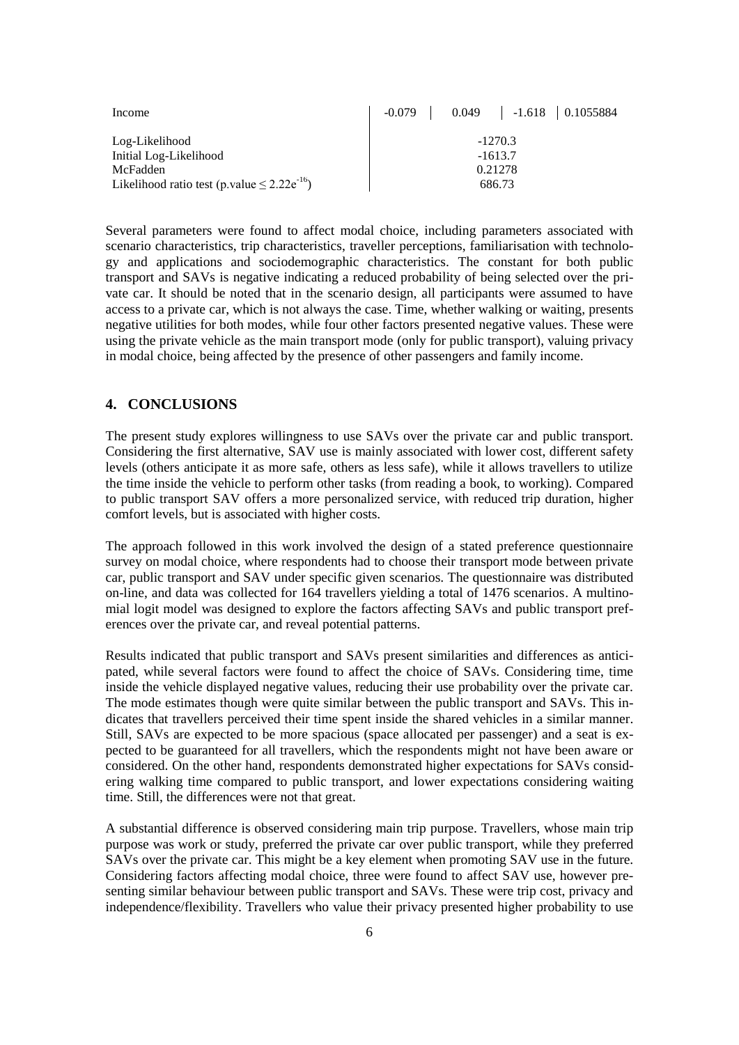| | | | | |
|---|---|---|---|---|
| Income | -0.079 | 0.049 | -1.618 | 0.1055884 |
| Log-Likelihood | -1270.3 | | | |
| Initial Log-Likelihood | -1613.7 | | | |
| McFadden | 0.21278 | | | |
| Likelihood ratio test (p.value $\leq 2.22e^{-16}$) | 686.73 | | | |

Several parameters were found to affect modal choice, including parameters associated with scenario characteristics, trip characteristics, traveller perceptions, familiarisation with technology and applications and sociodemographic characteristics. The constant for both public transport and SAVs is negative indicating a reduced probability of being selected over the private car. It should be noted that in the scenario design, all participants were assumed to have access to a private car, which is not always the case. Time, whether walking or waiting, presents negative utilities for both modes, while four other factors presented negative values. These were using the private vehicle as the main transport mode (only for public transport), valuing privacy in modal choice, being affected by the presence of other passengers and family income.

## 4. CONCLUSIONS

The present study explores willingness to use SAVs over the private car and public transport. Considering the first alternative, SAV use is mainly associated with lower cost, different safety levels (others anticipate it as more safe, others as less safe), while it allows travellers to utilize the time inside the vehicle to perform other tasks (from reading a book, to working). Compared to public transport SAV offers a more personalized service, with reduced trip duration, higher comfort levels, but is associated with higher costs.

The approach followed in this work involved the design of a stated preference questionnaire survey on modal choice, where respondents had to choose their transport mode between private car, public transport and SAV under specific given scenarios. The questionnaire was distributed on-line, and data was collected for 164 travellers yielding a total of 1476 scenarios. A multinomial logit model was designed to explore the factors affecting SAVs and public transport preferences over the private car, and reveal potential patterns.

Results indicated that public transport and SAVs present similarities and differences as anticipated, while several factors were found to affect the choice of SAVs. Considering time, time inside the vehicle displayed negative values, reducing their use probability over the private car. The mode estimates though were quite similar between the public transport and SAVs. This indicates that travellers perceived their time spent inside the shared vehicles in a similar manner. Still, SAVs are expected to be more spacious (space allocated per passenger) and a seat is expected to be guaranteed for all travellers, which the respondents might not have been aware or considered. On the other hand, respondents demonstrated higher expectations for SAVs considering walking time compared to public transport, and lower expectations considering waiting time. Still, the differences were not that great.

A substantial difference is observed considering main trip purpose. Travellers, whose main trip purpose was work or study, preferred the private car over public transport, while they preferred SAVs over the private car. This might be a key element when promoting SAV use in the future. Considering factors affecting modal choice, three were found to affect SAV use, however presenting similar behaviour between public transport and SAVs. These were trip cost, privacy and independence/flexibility. Travellers who value their privacy presented higher probability to use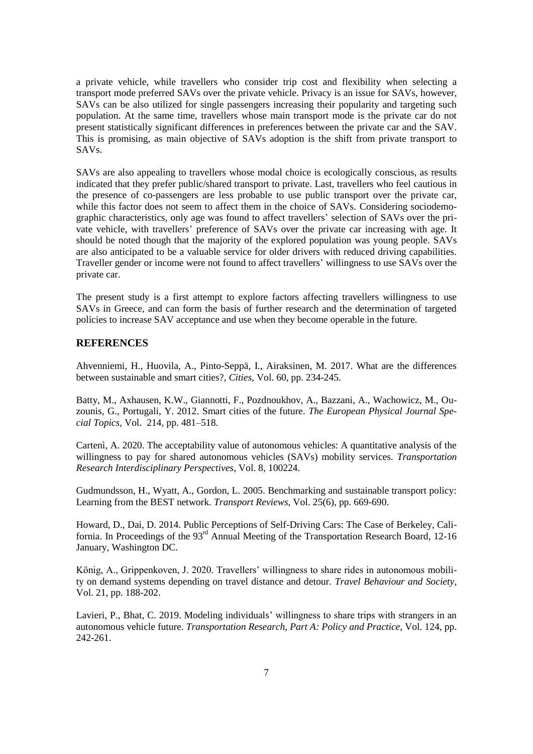a private vehicle, while travellers who consider trip cost and flexibility when selecting a transport mode preferred SAVs over the private vehicle. Privacy is an issue for SAVs, however, SAVs can be also utilized for single passengers increasing their popularity and targeting such population. At the same time, travellers whose main transport mode is the private car do not present statistically significant differences in preferences between the private car and the SAV. This is promising, as main objective of SAVs adoption is the shift from private transport to SAVs.

SAVs are also appealing to travellers whose modal choice is ecologically conscious, as results indicated that they prefer public/shared transport to private. Last, travellers who feel cautious in the presence of co-passengers are less probable to use public transport over the private car, while this factor does not seem to affect them in the choice of SAVs. Considering sociodemographic characteristics, only age was found to affect travellers' selection of SAVs over the private vehicle, with travellers' preference of SAVs over the private car increasing with age. It should be noted though that the majority of the explored population was young people. SAVs are also anticipated to be a valuable service for older drivers with reduced driving capabilities. Traveller gender or income were not found to affect travellers' willingness to use SAVs over the private car.

The present study is a first attempt to explore factors affecting travellers willingness to use SAVs in Greece, and can form the basis of further research and the determination of targeted policies to increase SAV acceptance and use when they become operable in the future.

## REFERENCES

Ahvenniemi, H., Huovila, A., Pinto-Seppä, I., Airaksinen, M. 2017. What are the differences between sustainable and smart cities?, *Cities*, Vol. 60, pp. 234-245.

Batty, M., Axhausen, K.W., Giannotti, F., Pozdnoukhov, A., Bazzani, A., Wachowicz, M., Ouzounis, G., Portugali, Y. 2012. Smart cities of the future. *The European Physical Journal Special Topics,* Vol. 214, pp. 481–518.

Cartenì, A. 2020. The acceptability value of autonomous vehicles: A quantitative analysis of the willingness to pay for shared autonomous vehicles (SAVs) mobility services. *Transportation Research Interdisciplinary Perspectives*, Vol. 8, 100224.

Gudmundsson, H., Wyatt, A., Gordon, L. 2005. Benchmarking and sustainable transport policy: Learning from the BEST network. *Transport Reviews*, Vol. 25(6), pp. 669-690.

Howard, D., Dai, D. 2014. Public Perceptions of Self-Driving Cars: The Case of Berkeley, California. In Proceedings of the 93rd Annual Meeting of the Transportation Research Board, 12-16 January, Washington DC.

König, A., Grippenkoven, J. 2020. Travellers' willingness to share rides in autonomous mobility on demand systems depending on travel distance and detour. *Travel Behaviour and Society*, Vol. 21, pp. 188-202.

Lavieri, P., Bhat, C. 2019. Modeling individuals' willingness to share trips with strangers in an autonomous vehicle future. *Transportation Research, Part A: Policy and Practice*, Vol. 124, pp. 242-261.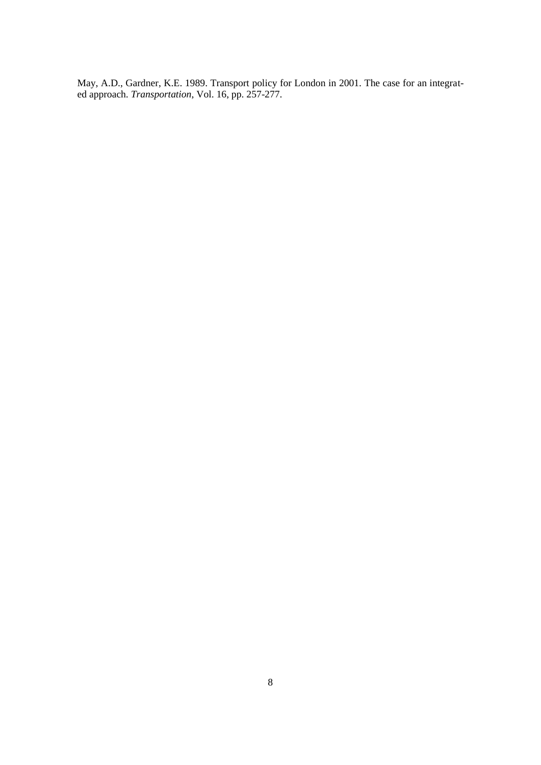May, A.D., Gardner, K.E. 1989. Transport policy for London in 2001. The case for an integrated approach. *Transportation*, Vol. 16, pp. 257-277.